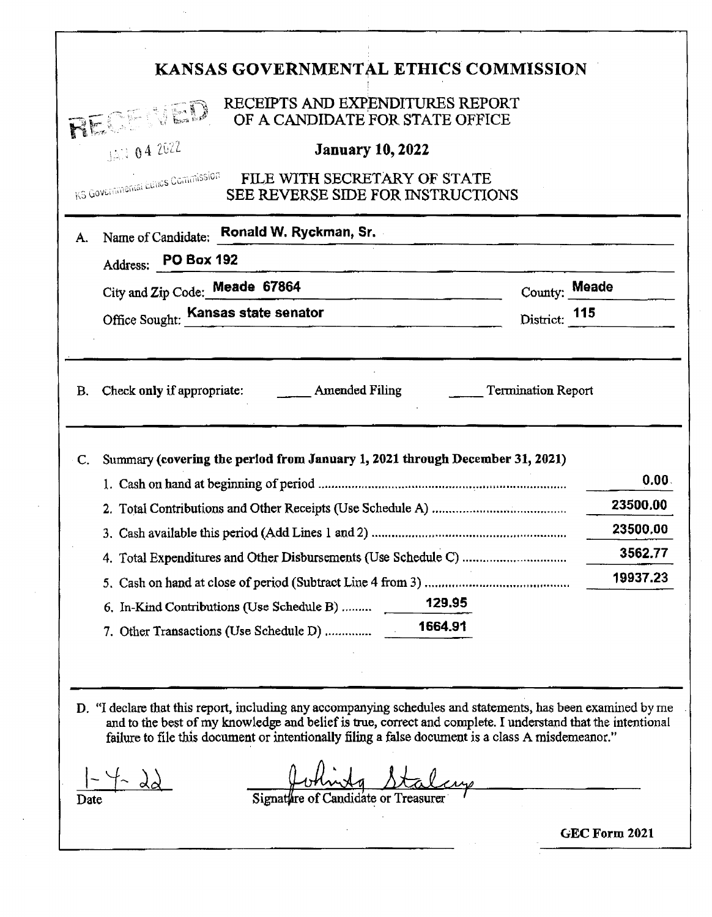# KANSAS GOVERNMENTAL ETHICS COMMISSION

RECEIVED
JAN 04 2022
KS Governmental Ethics Commission

## RECEIPTS AND EXPENDITURES REPORT OF A CANDIDATE FOR STATE OFFICE

**January 10, 2022**

FILE WITH SECRETARY OF STATE
SEE REVERSE SIDE FOR INSTRUCTIONS

---

A. Name of Candidate: **Ronald W. Ryckman, Sr.**

Address: **PO Box 192**

City and Zip Code: **Meade 67864** County: **Meade**

Office Sought: **Kansas state senator** District: **115**

---

B. Check only if appropriate: ______ Amended Filing ______ Termination Report

---

C. Summary **(covering the period from January 1, 2021 through December 31, 2021)**

| | |
|---|---|
| 1. Cash on hand at beginning of period | 0.00 |
| 2. Total Contributions and Other Receipts (Use Schedule A) | 23500.00 |
| 3. Cash available this period (Add Lines 1 and 2) | 23500.00 |
| 4. Total Expenditures and Other Disbursements (Use Schedule C) | 3562.77 |
| 5. Cash on hand at close of period (Subtract Line 4 from 3) | 19937.23 |
| 6. In-Kind Contributions (Use Schedule B) 129.95 | |
| 7. Other Transactions (Use Schedule D) 1664.91 | |

---

D. "I declare that this report, including any accompanying schedules and statements, has been examined by me and to the best of my knowledge and belief is true, correct and complete. I understand that the intentional failure to file this document or intentionally filing a false document is a class A misdemeanor."

1-4-22
Date

Johnita Staley
Signature of Candidate or Treasurer

GEC Form 2021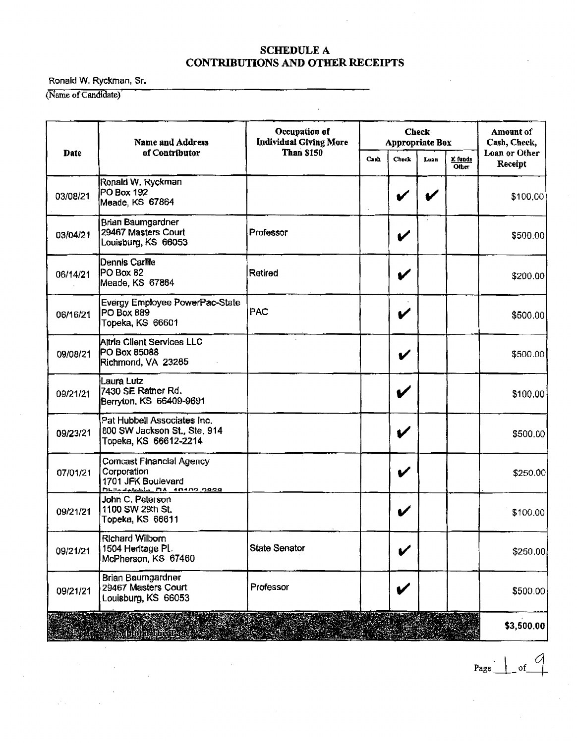## SCHEDULE A
## CONTRIBUTIONS AND OTHER RECEIPTS

Ronald W. Ryckman, Sr.
(Name of Candidate)

| Date | Name and Address of Contributor | Occupation of Individual Giving More Than $150 | Check Appropriate Box | | | | Amount of Cash, Check, Loan or Other Receipt |
|---|---|---|---|---|---|---|---|
| | | | Cash | Check | Loan | E funds Other | |
| 03/08/21 | Ronald W. Ryckman<br>PO Box 192<br>Meade, KS 67864 | | | ✔ | ✔ | | $100.00 |
| 03/04/21 | Brian Baumgardner<br>29467 Masters Court<br>Louisburg, KS 66053 | Professor | | ✔ | | | $500.00 |
| 06/14/21 | Dennis Carlile<br>PO Box 82<br>Meade, KS 67864 | Retired | | ✔ | | | $200.00 |
| 06/16/21 | Evergy Employee PowerPac-State<br>PO Box 889<br>Topeka, KS 66601 | PAC | | ✔ | | | $500.00 |
| 09/08/21 | Altria Client Services LLC<br>PO Box 85088<br>Richmond, VA 23285 | | | ✔ | | | $500.00 |
| 09/21/21 | Laura Lutz<br>7430 SE Ratner Rd.<br>Berryton, KS 66409-9691 | | | ✔ | | | $100.00 |
| 09/23/21 | Pat Hubbell Associates Inc.<br>800 SW Jackson St., Ste. 914<br>Topeka, KS 66612-2214 | | | ✔ | | | $500.00 |
| 07/01/21 | Comcast Financial Agency Corporation<br>1701 JFK Boulevard<br>Philadelphia, PA 19103-2838 | | | ✔ | | | $250.00 |
| 09/21/21 | John C. Peterson<br>1100 SW 29th St.<br>Topeka, KS 66611 | | | ✔ | | | $100.00 |
| 09/21/21 | Richard Wilborn<br>1504 Heritage PL<br>McPherson, KS 67460 | State Senator | | ✔ | | | $250.00 |
| 09/21/21 | Brian Baumgardner<br>29467 Masters Court<br>Louisburg, KS 66053 | Professor | | ✔ | | | $500.00 |
| Subtotal This Page | | | | | | | $3,500.00 |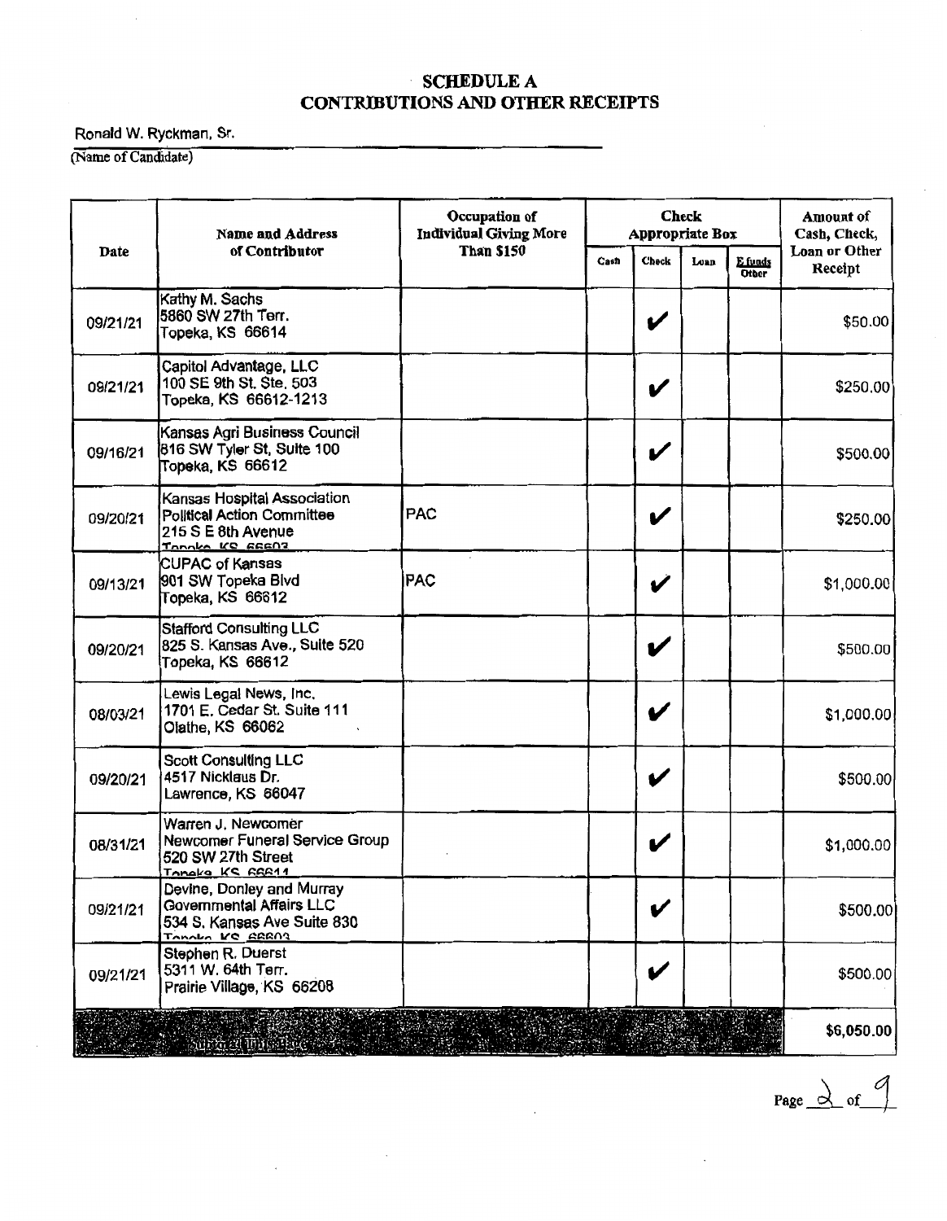# SCHEDULE A
## CONTRIBUTIONS AND OTHER RECEIPTS

Ronald W. Ryckman, Sr.

(Name of Candidate)

| Date | Name and Address of Contributor | Occupation of Individual Giving More Than $150 | Check Appropriate Box | | | | Amount of Cash, Check, Loan or Other Receipt |
|---|---|---|---|---|---|---|---|
| | | | Cash | Check | Loan | E funds Other | |
| 09/21/21 | Kathy M. Sachs<br>5860 SW 27th Terr.<br>Topeka, KS 66614 | | | ✔ | | | $50.00 |
| 09/21/21 | Capitol Advantage, LLC<br>100 SE 9th St. Ste. 503<br>Topeka, KS 66612-1213 | | | ✔ | | | $250.00 |
| 09/16/21 | Kansas Agri Business Council<br>816 SW Tyler St, Suite 100<br>Topeka, KS 66612 | | | ✔ | | | $500.00 |
| 09/20/21 | Kansas Hospital Association<br>Political Action Committee<br>215 S E 8th Avenue<br>Topeka, KS 66603 | PAC | | ✔ | | | $250.00 |
| 09/13/21 | CUPAC of Kansas<br>901 SW Topeka Blvd<br>Topeka, KS 66612 | PAC | | ✔ | | | $1,000.00 |
| 09/20/21 | Stafford Consulting LLC<br>825 S. Kansas Ave., Suite 520<br>Topeka, KS 66612 | | | ✔ | | | $500.00 |
| 08/03/21 | Lewis Legal News, Inc.<br>1701 E. Cedar St. Suite 111<br>Olathe, KS 66062 | | | ✔ | | | $1,000.00 |
| 09/20/21 | Scott Consulting LLC<br>4517 Nicklaus Dr.<br>Lawrence, KS 66047 | | | ✔ | | | $500.00 |
| 08/31/21 | Warren J. Newcomer<br>Newcomer Funeral Service Group<br>520 SW 27th Street<br>Topeka, KS 66611 | | | ✔ | | | $1,000.00 |
| 09/21/21 | Devine, Donley and Murray<br>Governmental Affairs LLC<br>534 S. Kansas Ave Suite 830<br>Topeka, KS 66603 | | | ✔ | | | $500.00 |
| 09/21/21 | Stephen R. Duerst<br>5311 W. 64th Terr.<br>Prairie Village, KS 66208 | | | ✔ | | | $500.00 |
| Subtotal This Page | | | | | | | $6,050.00 |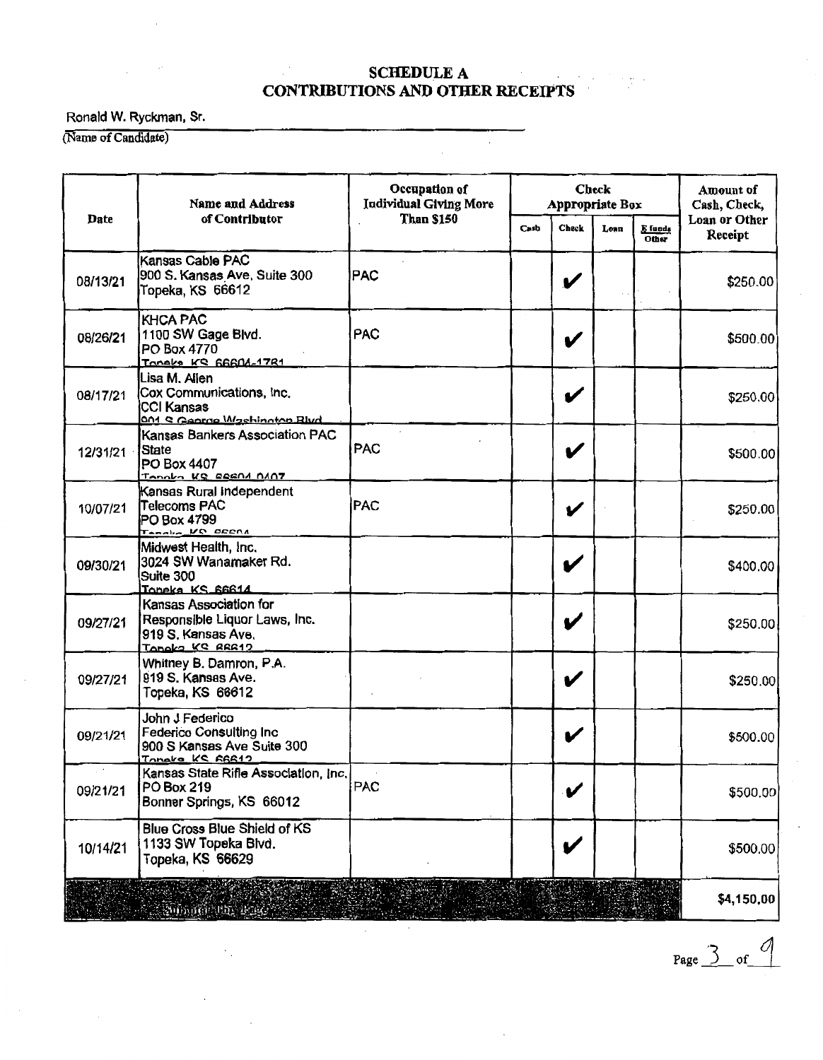# SCHEDULE A
# CONTRIBUTIONS AND OTHER RECEIPTS

Ronald W. Ryckman, Sr.

(Name of Candidate)

| Date | Name and Address of Contributor | Occupation of Individual Giving More Than $150 | Check Appropriate Box | | | | Amount of Cash, Check, Loan or Other Receipt |
|---|---|---|---|---|---|---|---|
| | | | Cash | Check | Loan | E funds Other | |
| 08/13/21 | Kansas Cable PAC<br>900 S. Kansas Ave, Suite 300<br>Topeka, KS 66612 | PAC | | ✔ | | | $250.00 |
| 08/26/21 | KHCA PAC<br>1100 SW Gage Blvd.<br>PO Box 4770<br>Topeka, KS 66604-1761 | PAC | | ✔ | | | $500.00 |
| 08/17/21 | Lisa M. Allen<br>Cox Communications, Inc.<br>CCI Kansas<br>901 S George Washington Blvd | | | ✔ | | | $250.00 |
| 12/31/21 | Kansas Bankers Association PAC<br>State<br>PO Box 4407<br>Topeka, KS 66604-0407 | PAC | | ✔ | | | $500.00 |
| 10/07/21 | Kansas Rural Independent<br>Telecoms PAC<br>PO Box 4799<br>Topeka, KS 66604 | PAC | | ✔ | | | $250.00 |
| 09/30/21 | Midwest Health, Inc.<br>3024 SW Wanamaker Rd.<br>Suite 300<br>Topeka, KS 66614 | | | ✔ | | | $400.00 |
| 09/27/21 | Kansas Association for<br>Responsible Liquor Laws, Inc.<br>919 S. Kansas Ave.<br>Topeka, KS 66612 | | | ✔ | | | $250.00 |
| 09/27/21 | Whitney B. Damron, P.A.<br>919 S. Kansas Ave.<br>Topeka, KS 66612 | | | ✔ | | | $250.00 |
| 09/21/21 | John J Federico<br>Federico Consulting Inc<br>900 S Kansas Ave Suite 300<br>Topeka, KS 66612 | | | ✔ | | | $500.00 |
| 09/21/21 | Kansas State Rifle Association, Inc.<br>PO Box 219<br>Bonner Springs, KS 66012 | PAC | | ✔ | | | $500.00 |
| 10/14/21 | Blue Cross Blue Shield of KS<br>1133 SW Topeka Blvd.<br>Topeka, KS 66629 | | | ✔ | | | $500.00 |
| | Subtotal this Page | | | | | | $4,150.00 |

Page 3 of 9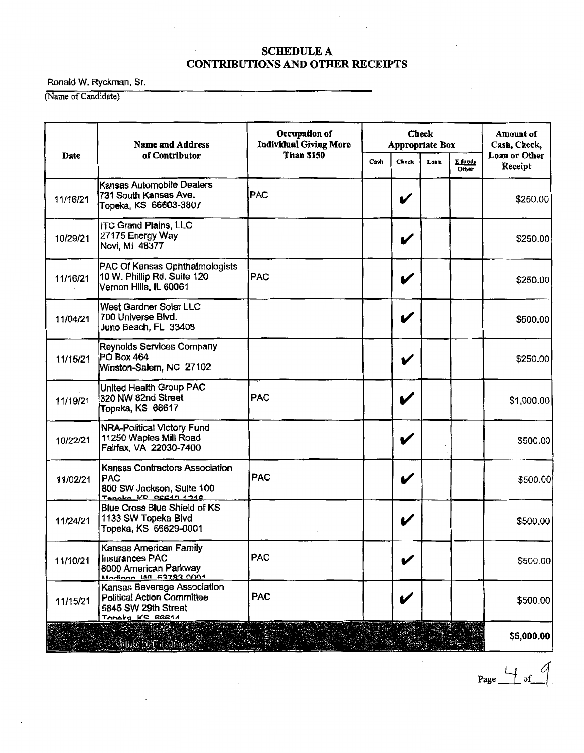# SCHEDULE A
# CONTRIBUTIONS AND OTHER RECEIPTS

Ronald W. Ryckman, Sr.
(Name of Candidate)

| Date | Name and Address of Contributor | Occupation of Individual Giving More Than $150 | Check Appropriate Box | | | | Amount of Cash, Check, Loan or Other Receipt |
|---|---|---|---|---|---|---|---|
| | | | Cash | Check | Loan | E funds Other | |
| 11/16/21 | Kansas Automobile Dealers<br>731 South Kansas Ave.<br>Topeka, KS 66603-3807 | PAC | | ✔ | | | $250.00 |
| 10/29/21 | ITC Grand Plains, LLC<br>27175 Energy Way<br>Novi, MI 48377 | | | ✔ | | | $250.00 |
| 11/16/21 | PAC Of Kansas Ophthalmologists<br>10 W. Phillip Rd. Suite 120<br>Vernon Hills, IL 60061 | PAC | | ✔ | | | $250.00 |
| 11/04/21 | West Gardner Solar LLC<br>700 Universe Blvd.<br>Juno Beach, FL 33408 | | | ✔ | | | $500.00 |
| 11/15/21 | Reynolds Services Company<br>PO Box 464<br>Winston-Salem, NC 27102 | | | ✔ | | | $250.00 |
| 11/19/21 | United Health Group PAC<br>320 NW 82nd Street<br>Topeka, KS 66617 | PAC | | ✔ | | | $1,000.00 |
| 10/22/21 | NRA-Political Victory Fund<br>11250 Waples Mill Road<br>Fairfax, VA 22030-7400 | | | ✔ | | | $500.00 |
| 11/02/21 | Kansas Contractors Association PAC<br>800 SW Jackson, Suite 100<br>Topeka, KS 66612-1216 | PAC | | ✔ | | | $500.00 |
| 11/24/21 | Blue Cross Blue Shield of KS<br>1133 SW Topeka Blvd<br>Topeka, KS 66629-0001 | | | ✔ | | | $500.00 |
| 11/10/21 | Kansas American Family Insurances PAC<br>6000 American Parkway<br>Madison, WI 53783-0001 | PAC | | ✔ | | | $500.00 |
| 11/15/21 | Kansas Beverage Association Political Action Committee<br>5845 SW 29th Street<br>Topeka, KS 66614 | PAC | | ✔ | | | $500.00 |
| Subtotal This Page | | | | | | | $5,000.00 |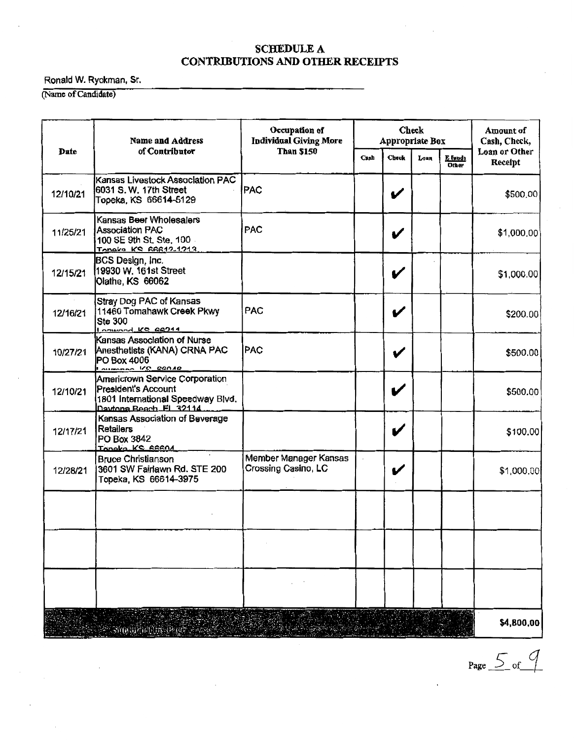## SCHEDULE A
## CONTRIBUTIONS AND OTHER RECEIPTS

Ronald W. Ryckman, Sr.
(Name of Candidate)

| Date | Name and Address of Contributor | Occupation of Individual Giving More Than $150 | Check Appropriate Box | | | | Amount of Cash, Check, Loan or Other Receipt |
|---|---|---|---|---|---|---|---|
| | | | Cash | Check | Loan | E funds Other | |
| 12/10/21 | Kansas Livestock Association PAC 6031 S. W. 17th Street Topeka, KS 66614-5129 | PAC | | ✔ | | | $500.00 |
| 11/25/21 | Kansas Beer Wholesalers Association PAC 100 SE 9th St, Ste. 100 Topeka KS 66612-1213 | PAC | | ✔ | | | $1,000.00 |
| 12/15/21 | BCS Design, Inc. 19930 W. 161st Street Olathe, KS 66062 | | | ✔ | | | $1,000.00 |
| 12/16/21 | Stray Dog PAC of Kansas 11460 Tomahawk Creek Pkwy Ste 300 Leawood KS 66211 | PAC | | ✔ | | | $200.00 |
| 10/27/21 | Kansas Association of Nurse Anesthetists (KANA) CRNA PAC PO Box 4006 Lawrence KS 66046 | PAC | | ✔ | | | $500.00 |
| 12/10/21 | Americrown Service Corporation President's Account 1801 International Speedway Blvd. Daytona Beach FL 32114 | | | ✔ | | | $500.00 |
| 12/17/21 | Kansas Association of Beverage Retailers PO Box 3842 Topeka KS 66604 | | | ✔ | | | $100.00 |
| 12/28/21 | Bruce Christianson 3601 SW Fairlawn Rd. STE 200 Topeka, KS 66614-3975 | Member Manager Kansas Crossing Casino, LC | | ✔ | | | $1,000.00 |
| | | | | | | | |
| | | | | | | | |
| | | | | | | | |
| Subtotal this Page | | | | | | | $4,800.00 |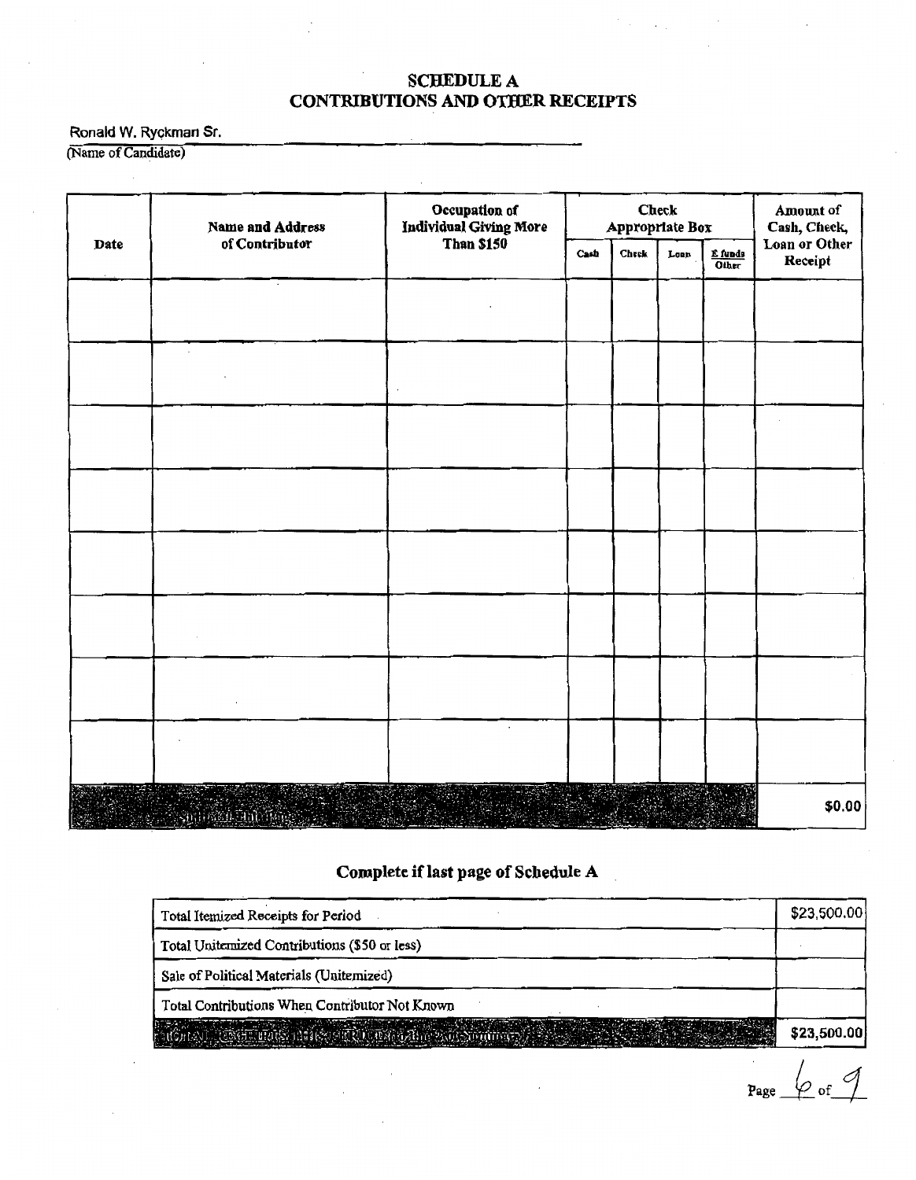# SCHEDULE A
# CONTRIBUTIONS AND OTHER RECEIPTS

Ronald W. Ryckman Sr.
(Name of Candidate)

| Date | Name and Address of Contributor | Occupation of Individual Giving More Than $150 | Check Appropriate Box | | | | Amount of Cash, Check, Loan or Other Receipt |
|---|---|---|---|---|---|---|---|
| | | | Cash | Check | Loan | E funds Other | |
| | | | | | | | |
| | | | | | | | |
| | | | | | | | |
| | | | | | | | |
| | | | | | | | |
| | | | | | | | |
| | | | | | | | |
| | | | | | | | |
| | Subtotal This Page | | | | | | $0.00 |

## Complete if last page of Schedule A

| | |
|---|---|
| Total Itemized Receipts for Period | $23,500.00 |
| Total Unitemized Contributions ($50 or less) | |
| Sale of Political Materials (Unitemized) | |
| Total Contributions When Contributor Not Known | |
| TOTAL RECEIPTS THIS PERIOD (on line 2 of Summary) | $23,500.00 |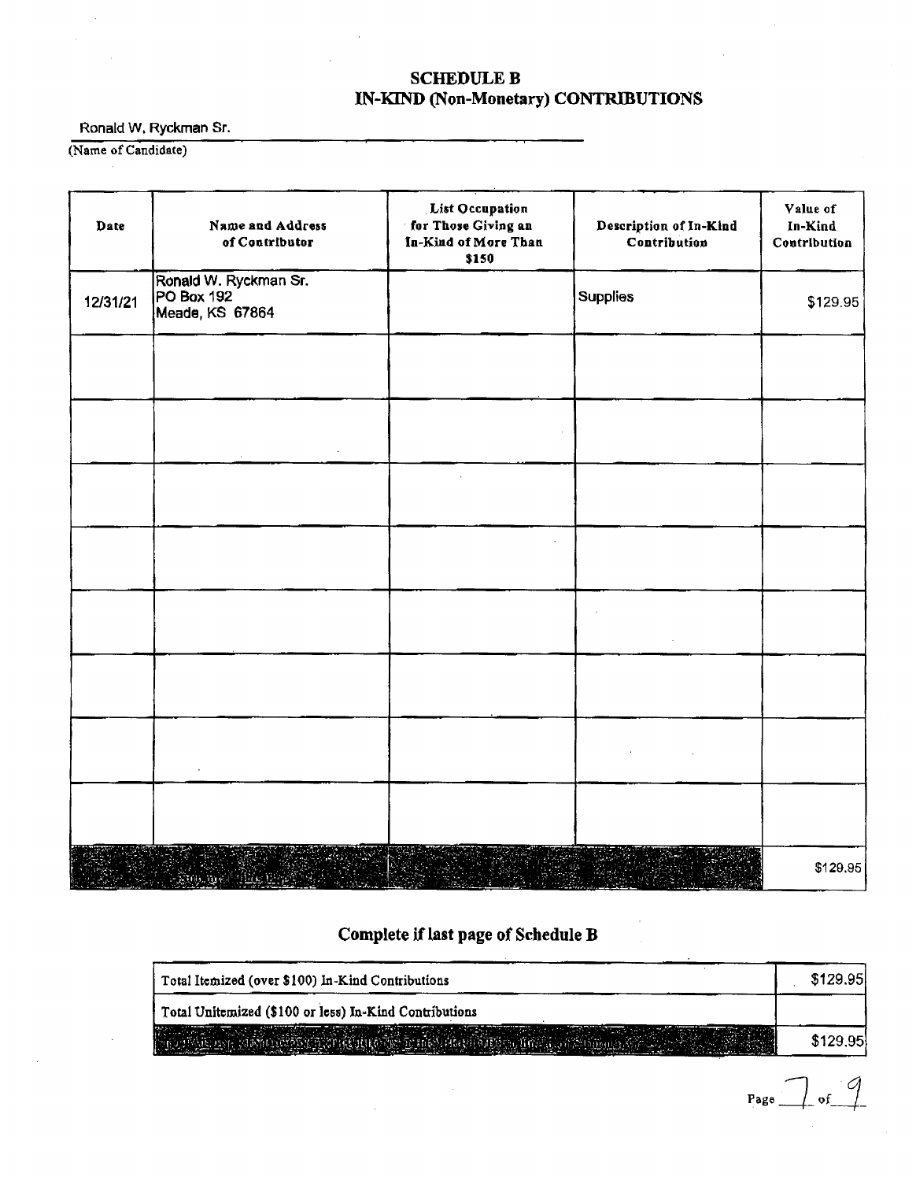## SCHEDULE B
## IN-KIND (Non-Monetary) CONTRIBUTIONS

Ronald W. Ryckman Sr.
(Name of Candidate)

| Date | Name and Address of Contributor | List Occupation for Those Giving an In-Kind of More Than $150 | Description of In-Kind Contribution | Value of In-Kind Contribution |
|---|---|---|---|---|
| 12/31/21 | Ronald W. Ryckman Sr. PO Box 192 Meade, KS 67864 | | Supplies | $129.95 |
| | | | | |
| | | | | |
| | | | | |
| | | | | |
| | | | | |
| | | | | |
| | | | | |
| | | | | |
| | Subtotal this page | | | $129.95 |

### Complete if last page of Schedule B

| | |
|---|---|
| Total Itemized (over $100) In-Kind Contributions | $129.95 |
| Total Unitemized ($100 or less) In-Kind Contributions | |
| TOTAL IN-KIND CONTRIBUTIONS THIS PERIOD (line 4 of summary) | $129.95 |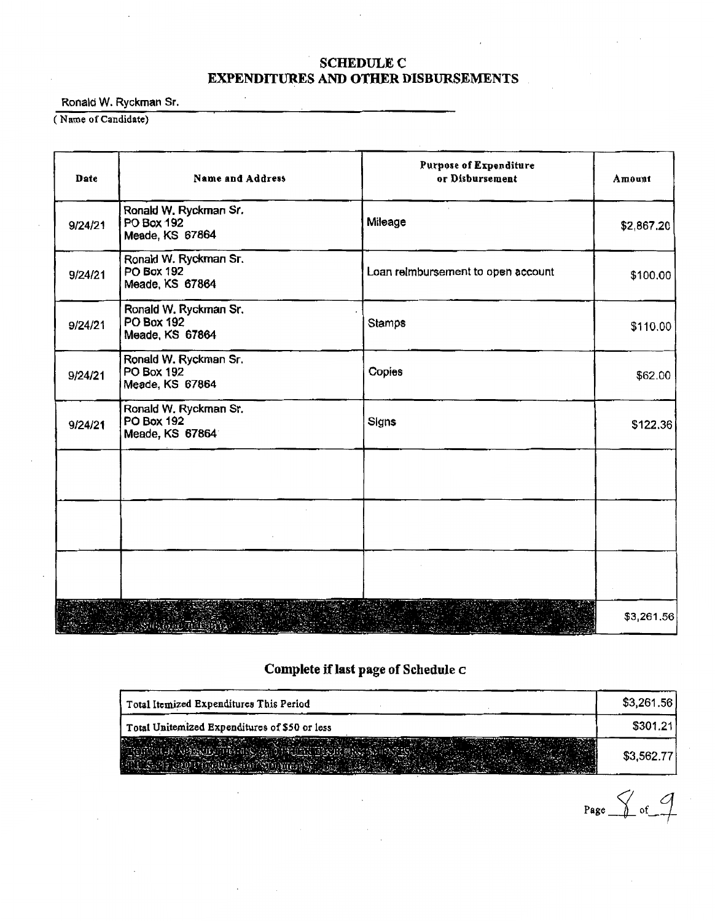# SCHEDULE C
## EXPENDITURES AND OTHER DISBURSEMENTS

Ronald W. Ryckman Sr.

(Name of Candidate)

| Date | Name and Address | Purpose of Expenditure or Disbursement | Amount |
|---|---|---|---|
| 9/24/21 | Ronald W. Ryckman Sr.<br>PO Box 192<br>Meade, KS 67864 | Mileage | $2,867.20 |
| 9/24/21 | Ronald W. Ryckman Sr.<br>PO Box 192<br>Meade, KS 67864 | Loan reimbursement to open account | $100.00 |
| 9/24/21 | Ronald W. Ryckman Sr.<br>PO Box 192<br>Meade, KS 67864 | Stamps | $110.00 |
| 9/24/21 | Ronald W. Ryckman Sr.<br>PO Box 192<br>Meade, KS 67864 | Copies | $62.00 |
| 9/24/21 | Ronald W. Ryckman Sr.<br>PO Box 192<br>Meade, KS 67864 | Signs | $122.36 |
| | | | |
| | | | |
| | | | |
| Subtotal this page | | | $3,261.56 |

## Complete if last page of Schedule C

| | |
|---|---|
| Total Itemized Expenditures This Period | $3,261.56 |
| Total Unitemized Expenditures of $50 or less | $301.21 |
| Total Expenditures & Other Disbursements (Carry forward to Summary) | $3,562.77 |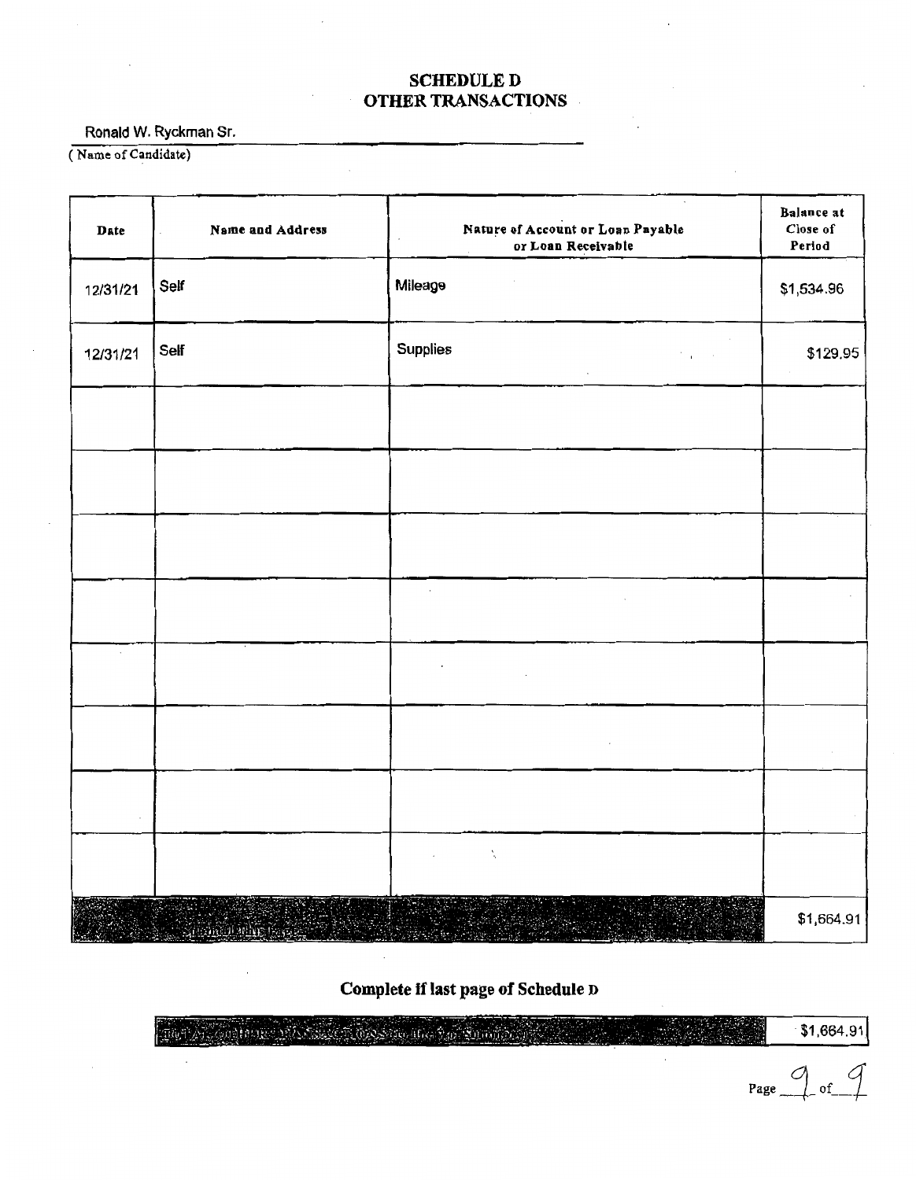# SCHEDULE D
# OTHER TRANSACTIONS

Ronald W. Ryckman Sr.
(Name of Candidate)

| Date | Name and Address | Nature of Account or Loan Payable or Loan Receivable | Balance at Close of Period |
|---|---|---|---|
| 12/31/21 | Self | Mileage | $1,534.96 |
| 12/31/21 | Self | Supplies | $129.95 |
| | | | |
| | | | |
| | | | |
| | | | |
| | | | |
| | | | |
| | | | |
| | | | |
| Total of this page | | | $1,664.91 |

**Complete if last page of Schedule D**

| | |
|---|---|
| TOTAL OTHER TRANSACTIONS (carry to Summary) | $1,664.91 |